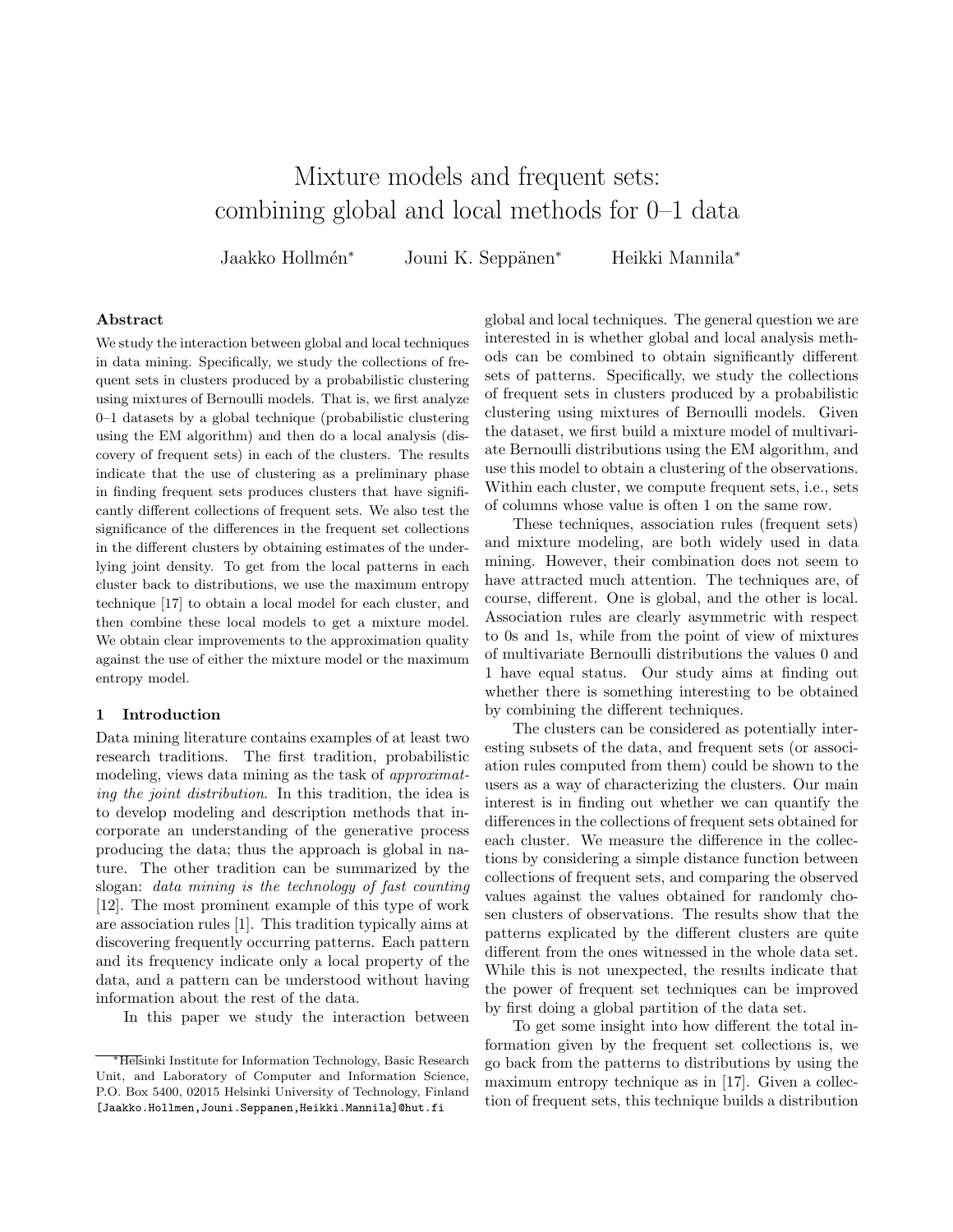# Mixture models and frequent sets: combining global and local methods for 0–1 data

Jaakko Hollmén* Jouni K. Seppänen* Heikki Mannila*

### Abstract

We study the interaction between global and local techniques in data mining. Specifically, we study the collections of frequent sets in clusters produced by a probabilistic clustering using mixtures of Bernoulli models. That is, we first analyze 0–1 datasets by a global technique (probabilistic clustering using the EM algorithm) and then do a local analysis (discovery of frequent sets) in each of the clusters. The results indicate that the use of clustering as a preliminary phase in finding frequent sets produces clusters that have significantly different collections of frequent sets. We also test the significance of the differences in the frequent set collections in the different clusters by obtaining estimates of the underlying joint density. To get from the local patterns in each cluster back to distributions, we use the maximum entropy technique [17] to obtain a local model for each cluster, and then combine these local models to get a mixture model. We obtain clear improvements to the approximation quality against the use of either the mixture model or the maximum entropy model.

## 1 Introduction

Data mining literature contains examples of at least two research traditions. The first tradition, probabilistic modeling, views data mining as the task of *approximating the joint distribution*. In this tradition, the idea is to develop modeling and description methods that incorporate an understanding of the generative process producing the data; thus the approach is global in nature. The other tradition can be summarized by the slogan: *data mining is the technology of fast counting* [12]. The most prominent example of this type of work are association rules [1]. This tradition typically aims at discovering frequently occurring patterns. Each pattern and its frequency indicate only a local property of the data, and a pattern can be understood without having information about the rest of the data.

In this paper we study the interaction between global and local techniques. The general question we are interested in is whether global and local analysis methods can be combined to obtain significantly different sets of patterns. Specifically, we study the collections of frequent sets in clusters produced by a probabilistic clustering using mixtures of Bernoulli models. Given the dataset, we first build a mixture model of multivariate Bernoulli distributions using the EM algorithm, and use this model to obtain a clustering of the observations. Within each cluster, we compute frequent sets, i.e., sets of columns whose value is often 1 on the same row.

These techniques, association rules (frequent sets) and mixture modeling, are both widely used in data mining. However, their combination does not seem to have attracted much attention. The techniques are, of course, different. One is global, and the other is local. Association rules are clearly asymmetric with respect to 0s and 1s, while from the point of view of mixtures of multivariate Bernoulli distributions the values 0 and 1 have equal status. Our study aims at finding out whether there is something interesting to be obtained by combining the different techniques.

The clusters can be considered as potentially interesting subsets of the data, and frequent sets (or association rules computed from them) could be shown to the users as a way of characterizing the clusters. Our main interest is in finding out whether we can quantify the differences in the collections of frequent sets obtained for each cluster. We measure the difference in the collections by considering a simple distance function between collections of frequent sets, and comparing the observed values against the values obtained for randomly chosen clusters of observations. The results show that the patterns explicated by the different clusters are quite different from the ones witnessed in the whole data set. While this is not unexpected, the results indicate that the power of frequent set techniques can be improved by first doing a global partition of the data set.

To get some insight into how different the total information given by the frequent set collections is, we go back from the patterns to distributions by using the maximum entropy technique as in [17]. Given a collection of frequent sets, this technique builds a distribution

*Helsinki Institute for Information Technology, Basic Research Unit, and Laboratory of Computer and Information Science, P.O. Box 5400, 02015 Helsinki University of Technology, Finland [Jaakko.Hollmen,Jouni.Seppanen,Heikki.Mannila]@hut.fi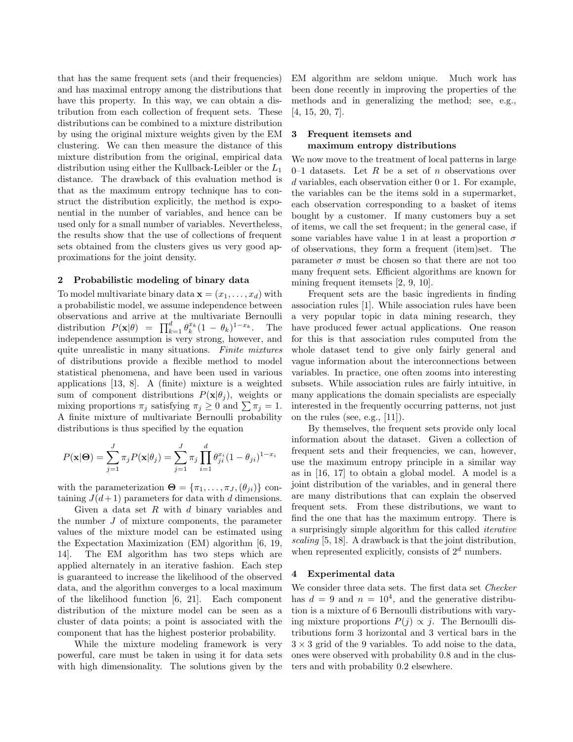that has the same frequent sets (and their frequencies) and has maximal entropy among the distributions that have this property. In this way, we can obtain a distribution from each collection of frequent sets. These distributions can be combined to a mixture distribution by using the original mixture weights given by the EM clustering. We can then measure the distance of this mixture distribution from the original, empirical data distribution using either the Kullback-Leibler or the $L_1$ distance. The drawback of this evaluation method is that as the maximum entropy technique has to construct the distribution explicitly, the method is exponential in the number of variables, and hence can be used only for a small number of variables. Nevertheless, the results show that the use of collections of frequent sets obtained from the clusters gives us very good approximations for the joint density.

## 2 Probabilistic modeling of binary data

To model multivariate binary data $\mathbf{x} = (x_1, \ldots, x_d)$ with a probabilistic model, we assume independence between observations and arrive at the multivariate Bernoulli distribution $P(\mathbf{x}|\theta) = \prod_{k=1}^{d} \theta_k^{x_k}(1-\theta_k)^{1-x_k}$. The independence assumption is very strong, however, and quite unrealistic in many situations. *Finite mixtures* of distributions provide a flexible method to model statistical phenomena, and have been used in various applications [13, 8]. A (finite) mixture is a weighted sum of component distributions $P(\mathbf{x}|\theta_j)$, weights or mixing proportions $\pi_j$ satisfying $\pi_j \geq 0$ and $\sum \pi_j = 1$. A finite mixture of multivariate Bernoulli probability distributions is thus specified by the equation

$$P(\mathbf{x}|\boldsymbol{\Theta}) = \sum_{j=1}^{J} \pi_j P(\mathbf{x}|\theta_j) = \sum_{j=1}^{J} \pi_j \prod_{i=1}^{d} \theta_{ji}^{x_i}(1-\theta_{ji})^{1-x_i}$$

with the parameterization $\boldsymbol{\Theta} = \{\pi_1, \ldots, \pi_J, (\theta_{ji})\}$ containing $J(d+1)$ parameters for data with $d$ dimensions.

Given a data set $R$ with $d$ binary variables and the number $J$ of mixture components, the parameter values of the mixture model can be estimated using the Expectation Maximization (EM) algorithm [6, 19, 14]. The EM algorithm has two steps which are applied alternately in an iterative fashion. Each step is guaranteed to increase the likelihood of the observed data, and the algorithm converges to a local maximum of the likelihood function [6, 21]. Each component distribution of the mixture model can be seen as a cluster of data points; a point is associated with the component that has the highest posterior probability.

While the mixture modeling framework is very powerful, care must be taken in using it for data sets with high dimensionality. The solutions given by the EM algorithm are seldom unique. Much work has been done recently in improving the properties of the methods and in generalizing the method; see, e.g., [4, 15, 20, 7].

## 3 Frequent itemsets and maximum entropy distributions

We now move to the treatment of local patterns in large 0–1 datasets. Let $R$ be a set of $n$ observations over $d$ variables, each observation either 0 or 1. For example, the variables can be the items sold in a supermarket, each observation corresponding to a basket of items bought by a customer. If many customers buy a set of items, we call the set frequent; in the general case, if some variables have value 1 in at least a proportion $\sigma$ of observations, they form a frequent (item)set. The parameter $\sigma$ must be chosen so that there are not too many frequent sets. Efficient algorithms are known for mining frequent itemsets [2, 9, 10].

Frequent sets are the basic ingredients in finding association rules [1]. While association rules have been a very popular topic in data mining research, they have produced fewer actual applications. One reason for this is that association rules computed from the whole dataset tend to give only fairly general and vague information about the interconnections between variables. In practice, one often zooms into interesting subsets. While association rules are fairly intuitive, in many applications the domain specialists are especially interested in the frequently occurring patterns, not just on the rules (see, e.g., [11]).

By themselves, the frequent sets provide only local information about the dataset. Given a collection of frequent sets and their frequencies, we can, however, use the maximum entropy principle in a similar way as in [16, 17] to obtain a global model. A model is a joint distribution of the variables, and in general there are many distributions that can explain the observed frequent sets. From these distributions, we want to find the one that has the maximum entropy. There is a surprisingly simple algorithm for this called *iterative scaling* [5, 18]. A drawback is that the joint distribution, when represented explicitly, consists of $2^d$ numbers.

## 4 Experimental data

We consider three data sets. The first data set *Checker* has $d = 9$ and $n = 10^4$, and the generative distribution is a mixture of 6 Bernoulli distributions with varying mixture proportions $P(j) \propto j$. The Bernoulli distributions form 3 horizontal and 3 vertical bars in the $3 \times 3$ grid of the 9 variables. To add noise to the data, ones were observed with probability 0.8 and in the clusters and with probability 0.2 elsewhere.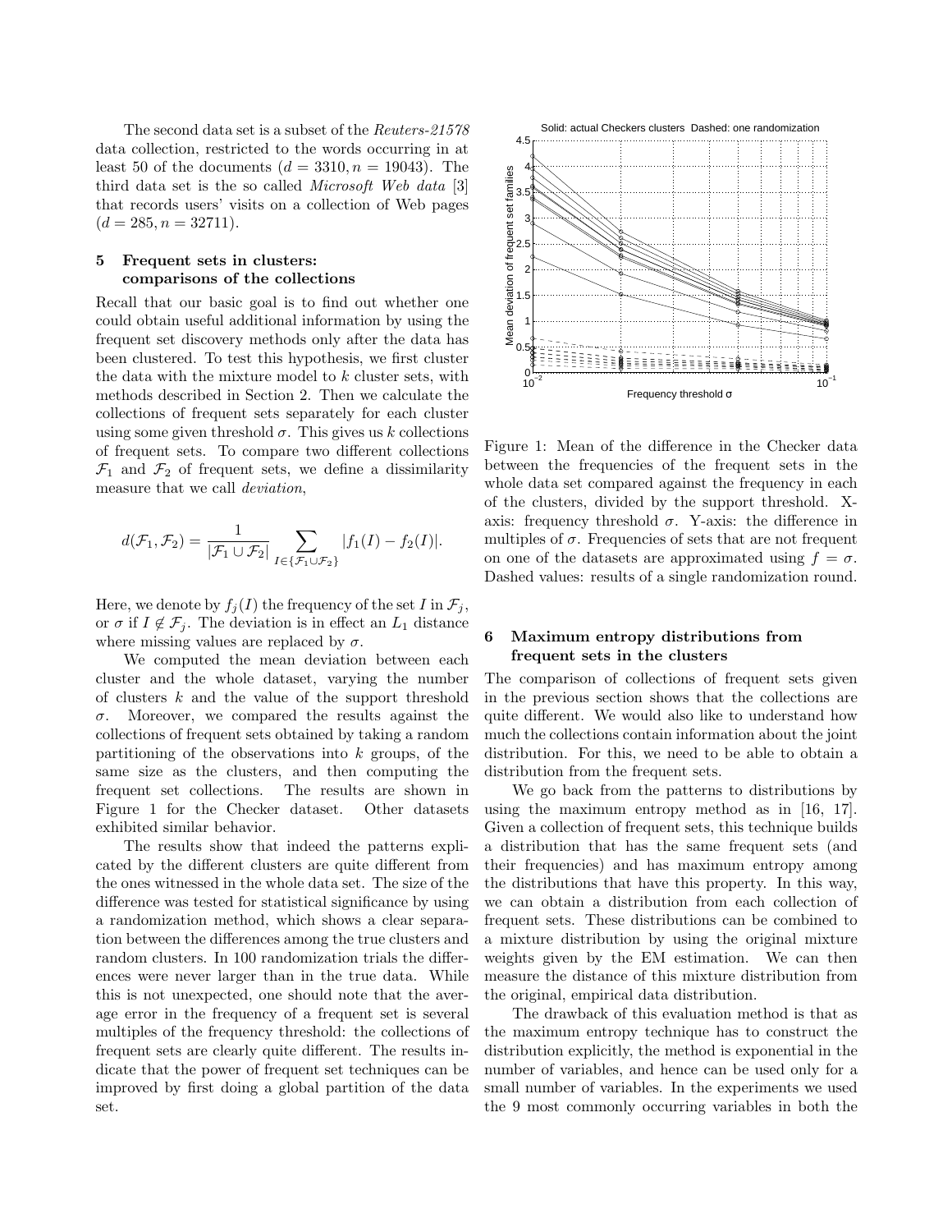The second data set is a subset of the *Reuters-21578* data collection, restricted to the words occurring in at least 50 of the documents ($d = 3310, n = 19043$). The third data set is the so called *Microsoft Web data* [3] that records users' visits on a collection of Web pages ($d = 285, n = 32711$).

## 5 Frequent sets in clusters: comparisons of the collections

Recall that our basic goal is to find out whether one could obtain useful additional information by using the frequent set discovery methods only after the data has been clustered. To test this hypothesis, we first cluster the data with the mixture model to $k$ cluster sets, with methods described in Section 2. Then we calculate the collections of frequent sets separately for each cluster using some given threshold $\sigma$. This gives us $k$ collections of frequent sets. To compare two different collections $\mathcal{F}_1$ and $\mathcal{F}_2$ of frequent sets, we define a dissimilarity measure that we call *deviation*,

$$d(\mathcal{F}_1, \mathcal{F}_2) = \frac{1}{|\mathcal{F}_1 \cup \mathcal{F}_2|} \sum_{I \in \{\mathcal{F}_1 \cup \mathcal{F}_2\}} |f_1(I) - f_2(I)|.$$

Here, we denote by $f_j(I)$ the frequency of the set $I$ in $\mathcal{F}_j$, or $\sigma$ if $I \notin \mathcal{F}_j$. The deviation is in effect an $L_1$ distance where missing values are replaced by $\sigma$.

We computed the mean deviation between each cluster and the whole dataset, varying the number of clusters $k$ and the value of the support threshold $\sigma$. Moreover, we compared the results against the collections of frequent sets obtained by taking a random partitioning of the observations into $k$ groups, of the same size as the clusters, and then computing the frequent set collections. The results are shown in Figure 1 for the Checker dataset. Other datasets exhibited similar behavior.

The results show that indeed the patterns explicated by the different clusters are quite different from the ones witnessed in the whole data set. The size of the difference was tested for statistical significance by using a randomization method, which shows a clear separation between the differences among the true clusters and random clusters. In 100 randomization trials the differences were never larger than in the true data. While this is not unexpected, one should note that the average error in the frequency of a frequent set is several multiples of the frequency threshold: the collections of frequent sets are clearly quite different. The results indicate that the power of frequent set techniques can be improved by first doing a global partition of the data set.

Figure 1: Mean of the difference in the Checker data between the frequencies of the frequent sets in the whole data set compared against the frequency in each of the clusters, divided by the support threshold. X-axis: frequency threshold $\sigma$. Y-axis: the difference in multiples of $\sigma$. Frequencies of sets that are not frequent on one of the datasets are approximated using $f = \sigma$. Dashed values: results of a single randomization round.

## 6 Maximum entropy distributions from frequent sets in the clusters

The comparison of collections of frequent sets given in the previous section shows that the collections are quite different. We would also like to understand how much the collections contain information about the joint distribution. For this, we need to be able to obtain a distribution from the frequent sets.

We go back from the patterns to distributions by using the maximum entropy method as in [16, 17]. Given a collection of frequent sets, this technique builds a distribution that has the same frequent sets (and their frequencies) and has maximum entropy among the distributions that have this property. In this way, we can obtain a distribution from each collection of frequent sets. These distributions can be combined to a mixture distribution by using the original mixture weights given by the EM estimation. We can then measure the distance of this mixture distribution from the original, empirical data distribution.

The drawback of this evaluation method is that as the maximum entropy technique has to construct the distribution explicitly, the method is exponential in the number of variables, and hence can be used only for a small number of variables. In the experiments we used the 9 most commonly occurring variables in both the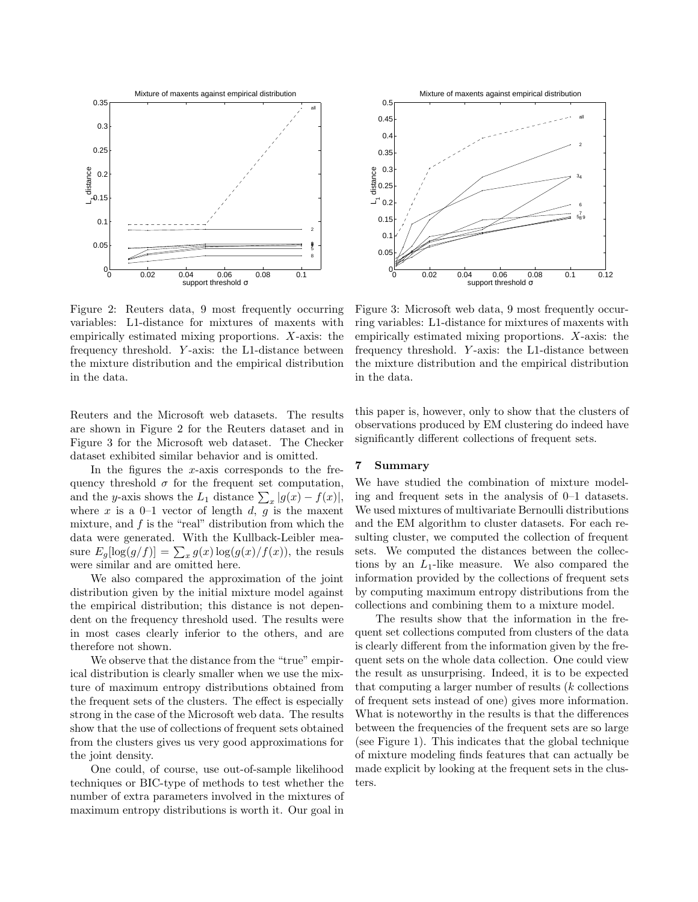Figure 2: Reuters data, 9 most frequently occurring variables: L1-distance for mixtures of maxents with empirically estimated mixing proportions. $X$-axis: the frequency threshold. $Y$-axis: the L1-distance between the mixture distribution and the empirical distribution in the data.

Figure 3: Microsoft web data, 9 most frequently occurring variables: L1-distance for mixtures of maxents with empirically estimated mixing proportions. $X$-axis: the frequency threshold. $Y$-axis: the L1-distance between the mixture distribution and the empirical distribution in the data.

Reuters and the Microsoft web datasets. The results are shown in Figure 2 for the Reuters dataset and in Figure 3 for the Microsoft web dataset. The Checker dataset exhibited similar behavior and is omitted.

In the figures the $x$-axis corresponds to the frequency threshold $\sigma$ for the frequent set computation, and the $y$-axis shows the $L_1$ distance $\sum_x |g(x) - f(x)|$, where $x$ is a 0–1 vector of length $d$, $g$ is the maxent mixture, and $f$ is the "real" distribution from which the data were generated. With the Kullback-Leibler measure $E_g[\log(g/f)] = \sum_x g(x) \log(g(x)/f(x))$, the resuls were similar and are omitted here.

We also compared the approximation of the joint distribution given by the initial mixture model against the empirical distribution; this distance is not dependent on the frequency threshold used. The results were in most cases clearly inferior to the others, and are therefore not shown.

We observe that the distance from the "true" empirical distribution is clearly smaller when we use the mixture of maximum entropy distributions obtained from the frequent sets of the clusters. The effect is especially strong in the case of the Microsoft web data. The results show that the use of collections of frequent sets obtained from the clusters gives us very good approximations for the joint density.

One could, of course, use out-of-sample likelihood techniques or BIC-type of methods to test whether the number of extra parameters involved in the mixtures of maximum entropy distributions is worth it. Our goal in this paper is, however, only to show that the clusters of observations produced by EM clustering do indeed have significantly different collections of frequent sets.

## 7 Summary

We have studied the combination of mixture modeling and frequent sets in the analysis of 0–1 datasets. We used mixtures of multivariate Bernoulli distributions and the EM algorithm to cluster datasets. For each resulting cluster, we computed the collection of frequent sets. We computed the distances between the collections by an $L_1$-like measure. We also compared the information provided by the collections of frequent sets by computing maximum entropy distributions from the collections and combining them to a mixture model.

The results show that the information in the frequent set collections computed from clusters of the data is clearly different from the information given by the frequent sets on the whole data collection. One could view the result as unsurprising. Indeed, it is to be expected that computing a larger number of results ($k$ collections of frequent sets instead of one) gives more information. What is noteworthy in the results is that the differences between the frequencies of the frequent sets are so large (see Figure 1). This indicates that the global technique of mixture modeling finds features that can actually be made explicit by looking at the frequent sets in the clusters.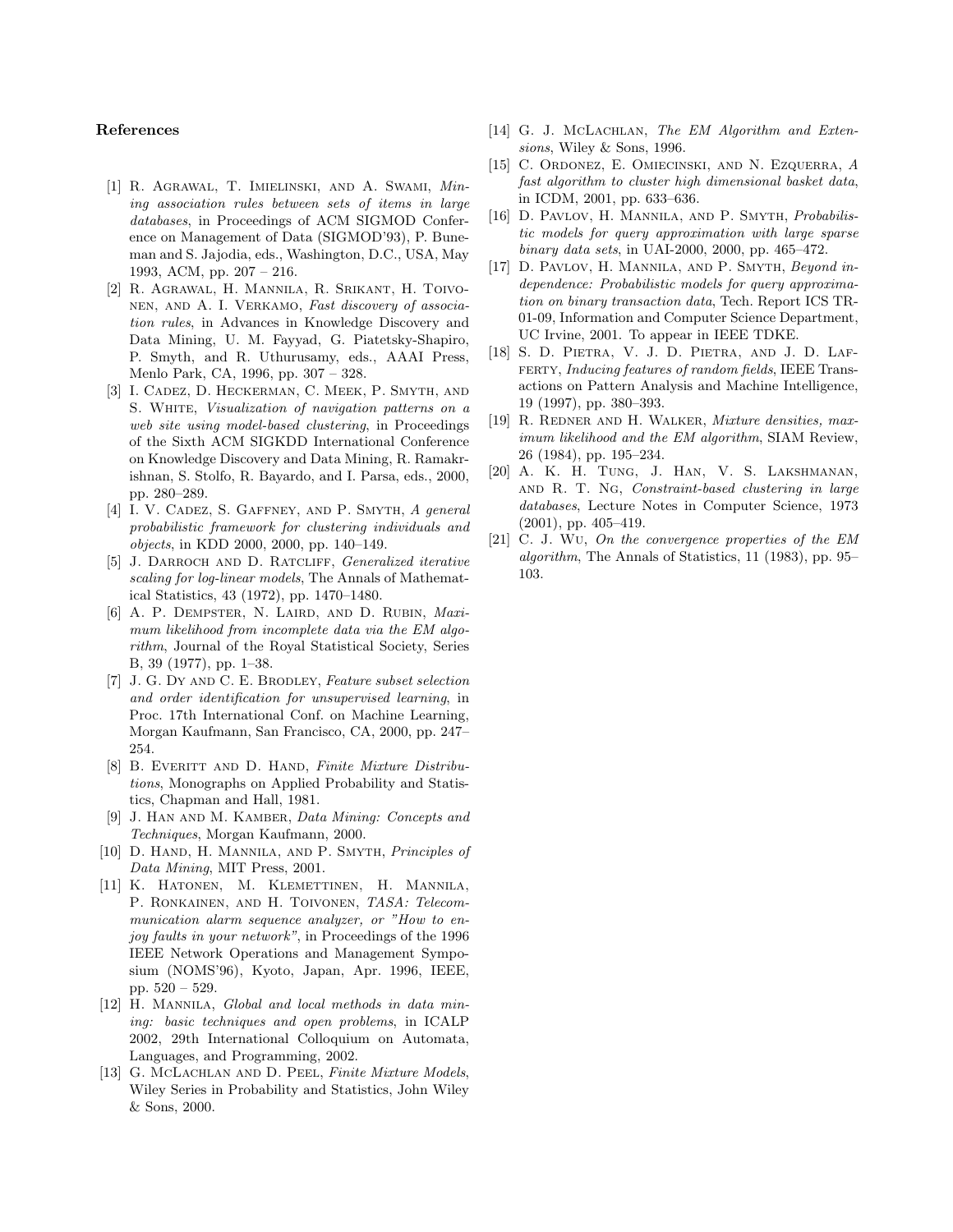## References

[1] R. Agrawal, T. Imielinski, and A. Swami, *Mining association rules between sets of items in large databases*, in Proceedings of ACM SIGMOD Conference on Management of Data (SIGMOD'93), P. Buneman and S. Jajodia, eds., Washington, D.C., USA, May 1993, ACM, pp. 207 – 216.

[2] R. Agrawal, H. Mannila, R. Srikant, H. Toivonen, and A. I. Verkamo, *Fast discovery of association rules*, in Advances in Knowledge Discovery and Data Mining, U. M. Fayyad, G. Piatetsky-Shapiro, P. Smyth, and R. Uthurusamy, eds., AAAI Press, Menlo Park, CA, 1996, pp. 307 – 328.

[3] I. Cadez, D. Heckerman, C. Meek, P. Smyth, and S. White, *Visualization of navigation patterns on a web site using model-based clustering*, in Proceedings of the Sixth ACM SIGKDD International Conference on Knowledge Discovery and Data Mining, R. Ramakrishnan, S. Stolfo, R. Bayardo, and I. Parsa, eds., 2000, pp. 280–289.

[4] I. V. Cadez, S. Gaffney, and P. Smyth, *A general probabilistic framework for clustering individuals and objects*, in KDD 2000, 2000, pp. 140–149.

[5] J. Darroch and D. Ratcliff, *Generalized iterative scaling for log-linear models*, The Annals of Mathematical Statistics, 43 (1972), pp. 1470–1480.

[6] A. P. Dempster, N. Laird, and D. Rubin, *Maximum likelihood from incomplete data via the EM algorithm*, Journal of the Royal Statistical Society, Series B, 39 (1977), pp. 1–38.

[7] J. G. Dy and C. E. Brodley, *Feature subset selection and order identification for unsupervised learning*, in Proc. 17th International Conf. on Machine Learning, Morgan Kaufmann, San Francisco, CA, 2000, pp. 247–254.

[8] B. Everitt and D. Hand, *Finite Mixture Distributions*, Monographs on Applied Probability and Statistics, Chapman and Hall, 1981.

[9] J. Han and M. Kamber, *Data Mining: Concepts and Techniques*, Morgan Kaufmann, 2000.

[10] D. Hand, H. Mannila, and P. Smyth, *Principles of Data Mining*, MIT Press, 2001.

[11] K. Hatonen, M. Klemettinen, H. Mannila, P. Ronkainen, and H. Toivonen, *TASA: Telecommunication alarm sequence analyzer, or "How to enjoy faults in your network"*, in Proceedings of the 1996 IEEE Network Operations and Management Symposium (NOMS'96), Kyoto, Japan, Apr. 1996, IEEE, pp. 520 – 529.

[12] H. Mannila, *Global and local methods in data mining: basic techniques and open problems*, in ICALP 2002, 29th International Colloquium on Automata, Languages, and Programming, 2002.

[13] G. McLachlan and D. Peel, *Finite Mixture Models*, Wiley Series in Probability and Statistics, John Wiley & Sons, 2000.

[14] G. J. McLachlan, *The EM Algorithm and Extensions*, Wiley & Sons, 1996.

[15] C. Ordonez, E. Omiecinski, and N. Ezquerra, *A fast algorithm to cluster high dimensional basket data*, in ICDM, 2001, pp. 633–636.

[16] D. Pavlov, H. Mannila, and P. Smyth, *Probabilistic models for query approximation with large sparse binary data sets*, in UAI-2000, 2000, pp. 465–472.

[17] D. Pavlov, H. Mannila, and P. Smyth, *Beyond independence: Probabilistic models for query approximation on binary transaction data*, Tech. Report ICS TR-01-09, Information and Computer Science Department, UC Irvine, 2001. To appear in IEEE TDKE.

[18] S. D. Pietra, V. J. D. Pietra, and J. D. Lafferty, *Inducing features of random fields*, IEEE Transactions on Pattern Analysis and Machine Intelligence, 19 (1997), pp. 380–393.

[19] R. Redner and H. Walker, *Mixture densities, maximum likelihood and the EM algorithm*, SIAM Review, 26 (1984), pp. 195–234.

[20] A. K. H. Tung, J. Han, V. S. Lakshmanan, and R. T. Ng, *Constraint-based clustering in large databases*, Lecture Notes in Computer Science, 1973 (2001), pp. 405–419.

[21] C. J. Wu, *On the convergence properties of the EM algorithm*, The Annals of Statistics, 11 (1983), pp. 95–103.